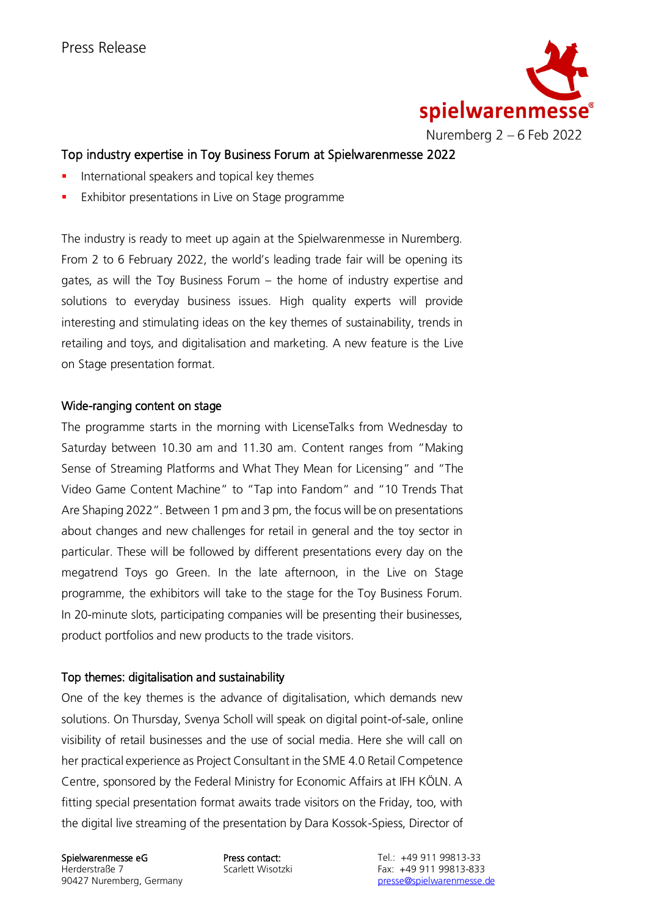Press Release

spielwarenmesse®
Nuremberg 2 – 6 Feb 2022

## Top industry expertise in Toy Business Forum at Spielwarenmesse 2022

- International speakers and topical key themes
- Exhibitor presentations in Live on Stage programme

The industry is ready to meet up again at the Spielwarenmesse in Nuremberg. From 2 to 6 February 2022, the world's leading trade fair will be opening its gates, as will the Toy Business Forum – the home of industry expertise and solutions to everyday business issues. High quality experts will provide interesting and stimulating ideas on the key themes of sustainability, trends in retailing and toys, and digitalisation and marketing. A new feature is the Live on Stage presentation format.

### Wide-ranging content on stage

The programme starts in the morning with LicenseTalks from Wednesday to Saturday between 10.30 am and 11.30 am. Content ranges from "Making Sense of Streaming Platforms and What They Mean for Licensing" and "The Video Game Content Machine" to "Tap into Fandom" and "10 Trends That Are Shaping 2022". Between 1 pm and 3 pm, the focus will be on presentations about changes and new challenges for retail in general and the toy sector in particular. These will be followed by different presentations every day on the megatrend Toys go Green. In the late afternoon, in the Live on Stage programme, the exhibitors will take to the stage for the Toy Business Forum. In 20-minute slots, participating companies will be presenting their businesses, product portfolios and new products to the trade visitors.

### Top themes: digitalisation and sustainability

One of the key themes is the advance of digitalisation, which demands new solutions. On Thursday, Svenya Scholl will speak on digital point-of-sale, online visibility of retail businesses and the use of social media. Here she will call on her practical experience as Project Consultant in the SME 4.0 Retail Competence Centre, sponsored by the Federal Ministry for Economic Affairs at IFH KÖLN. A fitting special presentation format awaits trade visitors on the Friday, too, with the digital live streaming of the presentation by Dara Kossok-Spiess, Director of

**Spielwarenmesse eG**
Herderstraße 7
90427 Nuremberg, Germany

**Press contact:**
Scarlett Wisotzki

Tel.: +49 911 99813-33
Fax: +49 911 99813-833
presse@spielwarenmesse.de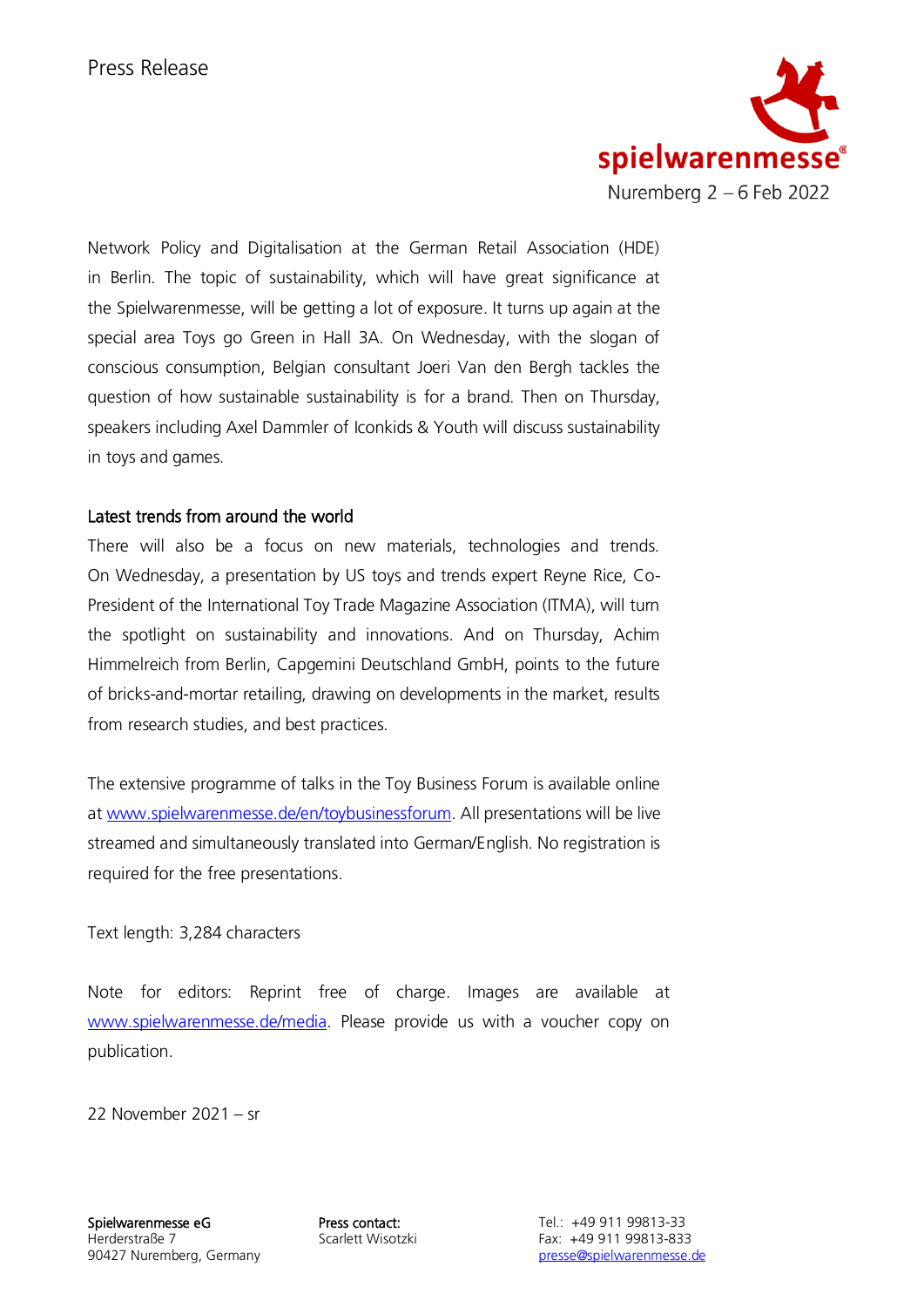Network Policy and Digitalisation at the German Retail Association (HDE) in Berlin. The topic of sustainability, which will have great significance at the Spielwarenmesse, will be getting a lot of exposure. It turns up again at the special area Toys go Green in Hall 3A. On Wednesday, with the slogan of conscious consumption, Belgian consultant Joeri Van den Bergh tackles the question of how sustainable sustainability is for a brand. Then on Thursday, speakers including Axel Dammler of Iconkids & Youth will discuss sustainability in toys and games.

## Latest trends from around the world

There will also be a focus on new materials, technologies and trends. On Wednesday, a presentation by US toys and trends expert Reyne Rice, Co-President of the International Toy Trade Magazine Association (ITMA), will turn the spotlight on sustainability and innovations. And on Thursday, Achim Himmelreich from Berlin, Capgemini Deutschland GmbH, points to the future of bricks-and-mortar retailing, drawing on developments in the market, results from research studies, and best practices.

The extensive programme of talks in the Toy Business Forum is available online at [www.spielwarenmesse.de/en/toybusinessforum](http://www.spielwarenmesse.de/en/toybusinessforum). All presentations will be live streamed and simultaneously translated into German/English. No registration is required for the free presentations.

Text length: 3,284 characters

Note for editors: Reprint free of charge. Images are available at [www.spielwarenmesse.de/media](http://www.spielwarenmesse.de/media). Please provide us with a voucher copy on publication.

22 November 2021 – sr

**Spielwarenmesse eG**
Herderstraße 7
90427 Nuremberg, Germany

**Press contact:**
Scarlett Wisotzki

Tel.: +49 911 99813-33
Fax: +49 911 99813-833
[presse@spielwarenmesse.de](mailto:presse@spielwarenmesse.de)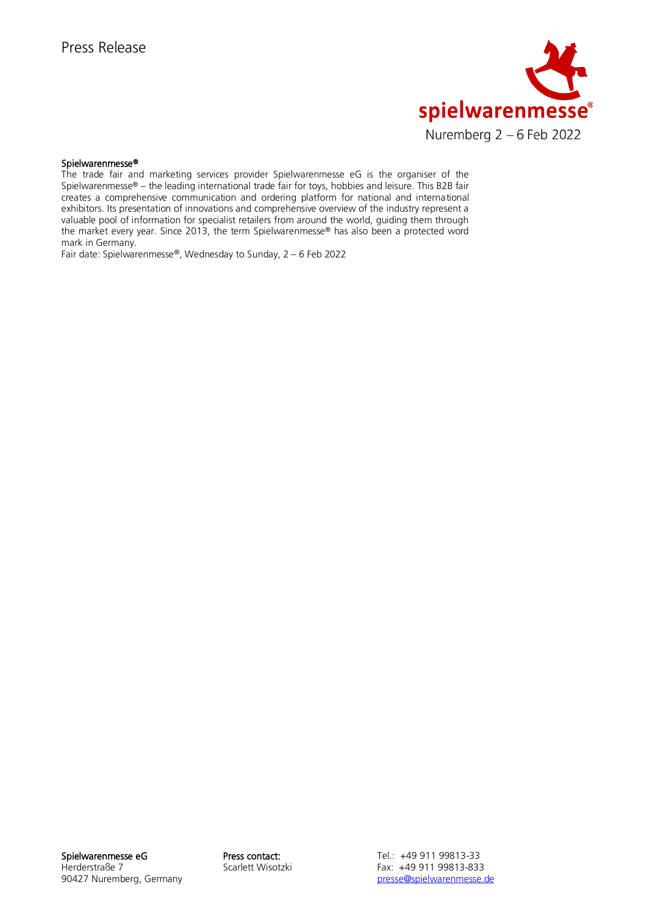Press Release

spielwarenmesse®
Nuremberg 2 – 6 Feb 2022

**Spielwarenmesse®**
The trade fair and marketing services provider Spielwarenmesse eG is the organiser of the Spielwarenmesse® – the leading international trade fair for toys, hobbies and leisure. This B2B fair creates a comprehensive communication and ordering platform for national and international exhibitors. Its presentation of innovations and comprehensive overview of the industry represent a valuable pool of information for specialist retailers from around the world, guiding them through the market every year. Since 2013, the term Spielwarenmesse® has also been a protected word mark in Germany.
Fair date: Spielwarenmesse®, Wednesday to Sunday, 2 – 6 Feb 2022

**Spielwarenmesse eG**
Herderstraße 7
90427 Nuremberg, Germany

**Press contact:**
Scarlett Wisotzki

Tel.: +49 911 99813-33
Fax: +49 911 99813-833
presse@spielwarenmesse.de